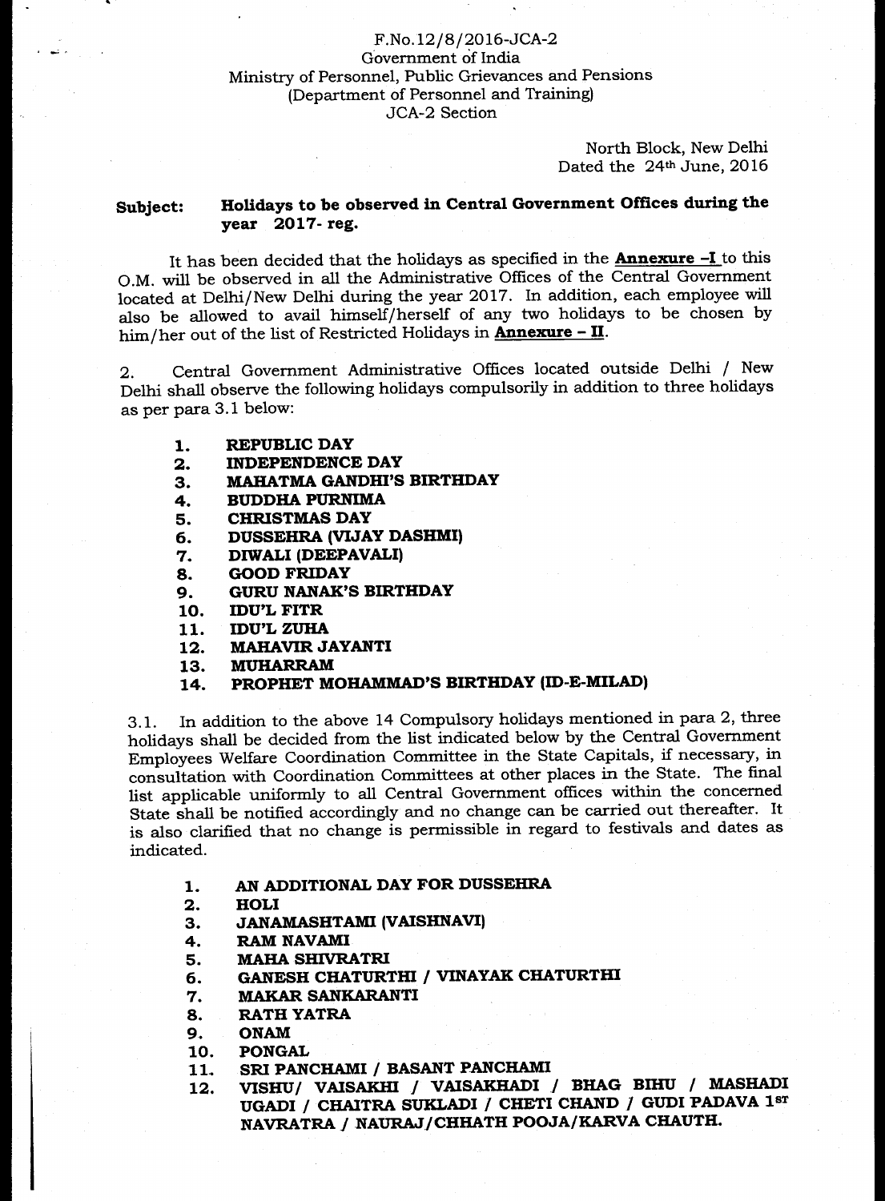F.No.12/8/2016-JCA-2
Government of India
Ministry of Personnel, Public Grievances and Pensions
(Department of Personnel and Training)
JCA-2 Section

North Block, New Delhi
Dated the 24th June, 2016

**Subject: Holidays to be observed in Central Government Offices during the year 2017- reg.**

It has been decided that the holidays as specified in the **Annexure -I** to this O.M. will be observed in all the Administrative Offices of the Central Government located at Delhi/New Delhi during the year 2017. In addition, each employee will also be allowed to avail himself/herself of any two holidays to be chosen by him/her out of the list of Restricted Holidays in **Annexure - II**.

2. Central Government Administrative Offices located outside Delhi / New Delhi shall observe the following holidays compulsorily in addition to three holidays as per para 3.1 below:

1. **REPUBLIC DAY**
2. **INDEPENDENCE DAY**
3. **MAHATMA GANDHI'S BIRTHDAY**
4. **BUDDHA PURNIMA**
5. **CHRISTMAS DAY**
6. **DUSSEHRA (VIJAY DASHMI)**
7. **DIWALI (DEEPAVALI)**
8. **GOOD FRIDAY**
9. **GURU NANAK'S BIRTHDAY**
10. **IDU'L FITR**
11. **IDU'L ZUHA**
12. **MAHAVIR JAYANTI**
13. **MUHARRAM**
14. **PROPHET MOHAMMAD'S BIRTHDAY (ID-E-MILAD)**

3.1. In addition to the above 14 Compulsory holidays mentioned in para 2, three holidays shall be decided from the list indicated below by the Central Government Employees Welfare Coordination Committee in the State Capitals, if necessary, in consultation with Coordination Committees at other places in the State. The final list applicable uniformly to all Central Government offices within the concerned State shall be notified accordingly and no change can be carried out thereafter. It is also clarified that no change is permissible in regard to festivals and dates as indicated.

1. **AN ADDITIONAL DAY FOR DUSSEHRA**
2. **HOLI**
3. **JANAMASHTAMI (VAISHNAVI)**
4. **RAM NAVAMI**
5. **MAHA SHIVRATRI**
6. **GANESH CHATURTHI / VINAYAK CHATURTHI**
7. **MAKAR SANKARANTI**
8. **RATH YATRA**
9. **ONAM**
10. **PONGAL**
11. **SRI PANCHAMI / BASANT PANCHAMI**
12. **VISHU/ VAISAKHI / VAISAKHADI / BHAG BIHU / MASHADI UGADI / CHAITRA SUKLADI / CHETI CHAND / GUDI PADAVA 1ST NAVRATRA / NAURAJ/CHHATH POOJA/KARVA CHAUTH.**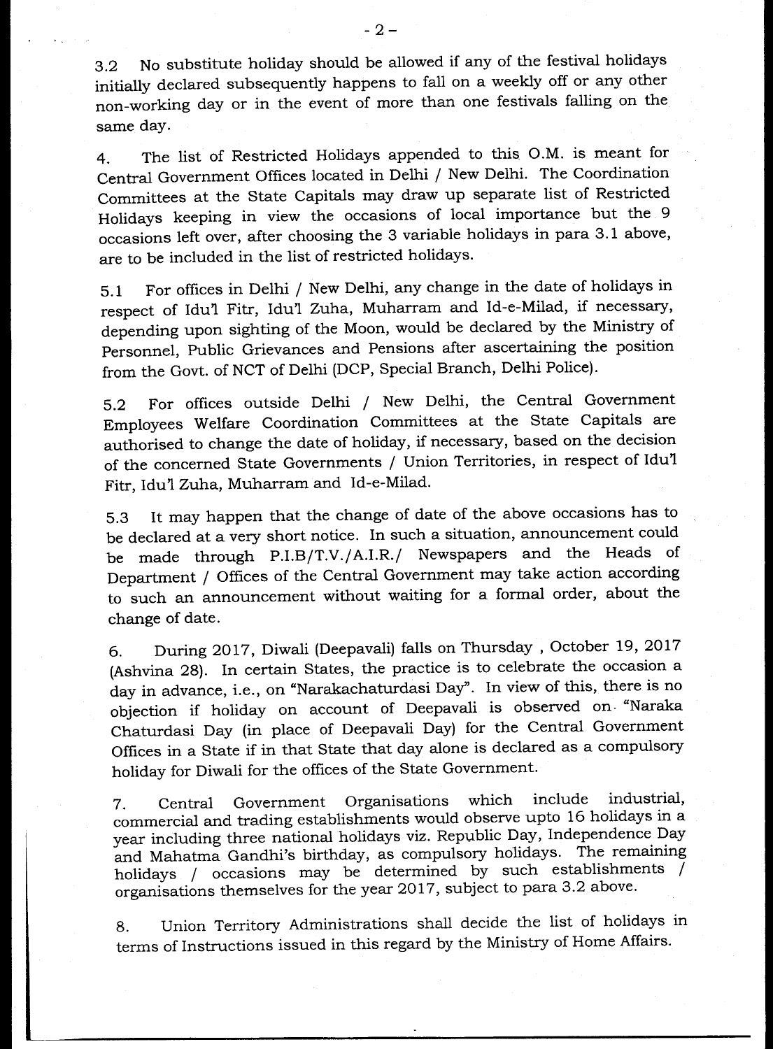3.2 No substitute holiday should be allowed if any of the festival holidays initially declared subsequently happens to fall on a weekly off or any other non-working day or in the event of more than one festivals falling on the same day.

4. The list of Restricted Holidays appended to this O.M. is meant for Central Government Offices located in Delhi / New Delhi. The Coordination Committees at the State Capitals may draw up separate list of Restricted Holidays keeping in view the occasions of local importance but the 9 occasions left over, after choosing the 3 variable holidays in para 3.1 above, are to be included in the list of restricted holidays.

5.1 For offices in Delhi / New Delhi, any change in the date of holidays in respect of Idu'l Fitr, Idu'l Zuha, Muharram and Id-e-Milad, if necessary, depending upon sighting of the Moon, would be declared by the Ministry of Personnel, Public Grievances and Pensions after ascertaining the position from the Govt. of NCT of Delhi (DCP, Special Branch, Delhi Police).

5.2 For offices outside Delhi / New Delhi, the Central Government Employees Welfare Coordination Committees at the State Capitals are authorised to change the date of holiday, if necessary, based on the decision of the concerned State Governments / Union Territories, in respect of Idu'l Fitr, Idu'l Zuha, Muharram and Id-e-Milad.

5.3 It may happen that the change of date of the above occasions has to be declared at a very short notice. In such a situation, announcement could be made through P.I.B/T.V./A.I.R./ Newspapers and the Heads of Department / Offices of the Central Government may take action according to such an announcement without waiting for a formal order, about the change of date.

6. During 2017, Diwali (Deepavali) falls on Thursday , October 19, 2017 (Ashvina 28). In certain States, the practice is to celebrate the occasion a day in advance, i.e., on "Narakachaturdasi Day". In view of this, there is no objection if holiday on account of Deepavali is observed on "Naraka Chaturdasi Day (in place of Deepavali Day) for the Central Government Offices in a State if in that State that day alone is declared as a compulsory holiday for Diwali for the offices of the State Government.

7. Central Government Organisations which include industrial, commercial and trading establishments would observe upto 16 holidays in a year including three national holidays viz. Republic Day, Independence Day and Mahatma Gandhi's birthday, as compulsory holidays. The remaining holidays / occasions may be determined by such establishments / organisations themselves for the year 2017, subject to para 3.2 above.

8. Union Territory Administrations shall decide the list of holidays in terms of Instructions issued in this regard by the Ministry of Home Affairs.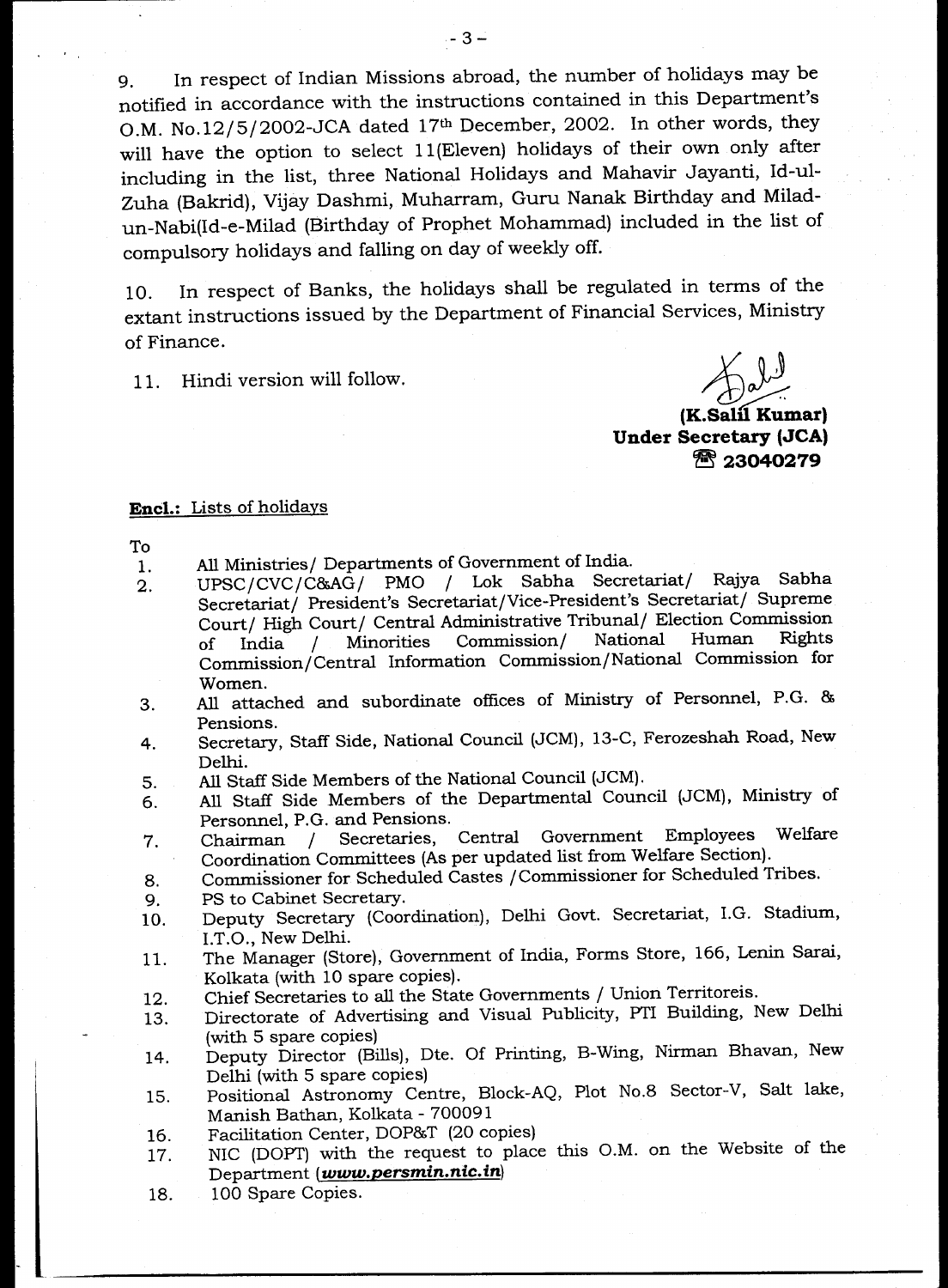9. In respect of Indian Missions abroad, the number of holidays may be notified in accordance with the instructions contained in this Department's O.M. No.12/5/2002-JCA dated 17th December, 2002. In other words, they will have the option to select 11(Eleven) holidays of their own only after including in the list, three National Holidays and Mahavir Jayanti, Id-ul-Zuha (Bakrid), Vijay Dashmi, Muharram, Guru Nanak Birthday and Milad-un-Nabi(Id-e-Milad (Birthday of Prophet Mohammad) included in the list of compulsory holidays and falling on day of weekly off.

10. In respect of Banks, the holidays shall be regulated in terms of the extant instructions issued by the Department of Financial Services, Ministry of Finance.

11. Hindi version will follow.

**(K.Salil Kumar)**
**Under Secretary (JCA)**
**☎ 23040279**

**Encl.:** Lists of holidays

To

1. All Ministries/ Departments of Government of India.
2. UPSC/CVC/C&AG/ PMO / Lok Sabha Secretariat/ Rajya Sabha Secretariat/ President's Secretariat/Vice-President's Secretariat/ Supreme Court/ High Court/ Central Administrative Tribunal/ Election Commission of India / Minorities Commission/ National Human Rights Commission/Central Information Commission/National Commission for Women.
3. All attached and subordinate offices of Ministry of Personnel, P.G. & Pensions.
4. Secretary, Staff Side, National Council (JCM), 13-C, Ferozeshah Road, New Delhi.
5. All Staff Side Members of the National Council (JCM).
6. All Staff Side Members of the Departmental Council (JCM), Ministry of Personnel, P.G. and Pensions.
7. Chairman / Secretaries, Central Government Employees Welfare Coordination Committees (As per updated list from Welfare Section).
8. Commissioner for Scheduled Castes /Commissioner for Scheduled Tribes.
9. PS to Cabinet Secretary.
10. Deputy Secretary (Coordination), Delhi Govt. Secretariat, I.G. Stadium, I.T.O., New Delhi.
11. The Manager (Store), Government of India, Forms Store, 166, Lenin Sarai, Kolkata (with 10 spare copies).
12. Chief Secretaries to all the State Governments / Union Territoreis.
13. Directorate of Advertising and Visual Publicity, PTI Building, New Delhi (with 5 spare copies)
14. Deputy Director (Bills), Dte. Of Printing, B-Wing, Nirman Bhavan, New Delhi (with 5 spare copies)
15. Positional Astronomy Centre, Block-AQ, Plot No.8 Sector-V, Salt lake, Manish Bathan, Kolkata - 700091
16. Facilitation Center, DOP&T (20 copies)
17. NIC (DOPT) with the request to place this O.M. on the Website of the Department (***www.persmin.nic.in***)
18. 100 Spare Copies.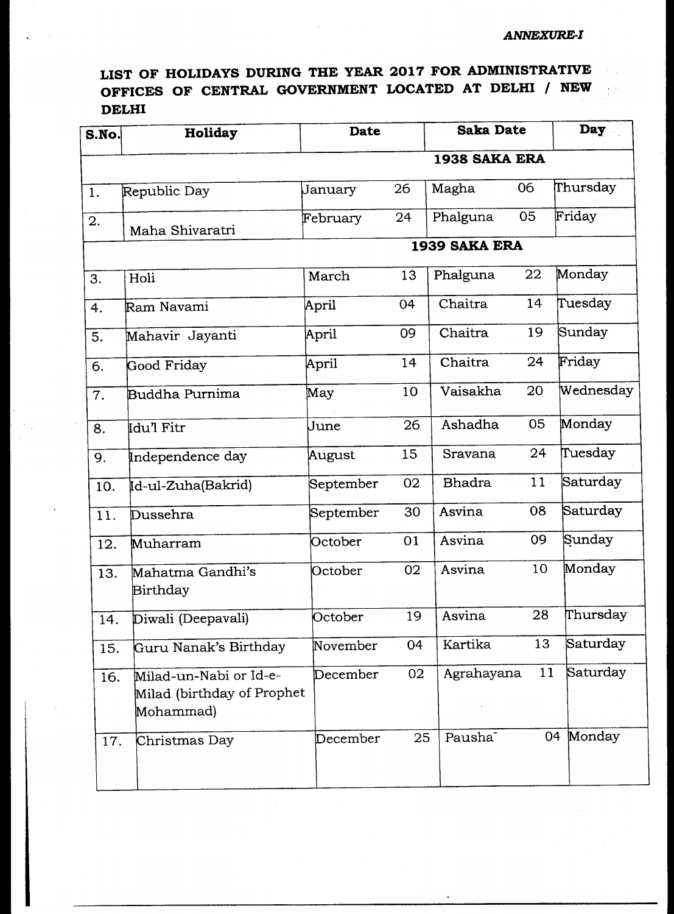***ANNEXURE-I***

## LIST OF HOLIDAYS DURING THE YEAR 2017 FOR ADMINISTRATIVE OFFICES OF CENTRAL GOVERNMENT LOCATED AT DELHI / NEW DELHI

| S.No. | Holiday | Date | | Saka Date | | Day |
|---|---|---|---|---|---|---|
| | | | | **1938 SAKA ERA** | | |
| 1. | Republic Day | January | 26 | Magha | 06 | Thursday |
| 2. | Maha Shivaratri | February | 24 | Phalguna | 05 | Friday |
| | | | | **1939 SAKA ERA** | | |
| 3. | Holi | March | 13 | Phalguna | 22 | Monday |
| 4. | Ram Navami | April | 04 | Chaitra | 14 | Tuesday |
| 5. | Mahavir Jayanti | April | 09 | Chaitra | 19 | Sunday |
| 6. | Good Friday | April | 14 | Chaitra | 24 | Friday |
| 7. | Buddha Purnima | May | 10 | Vaisakha | 20 | Wednesday |
| 8. | Idu'l Fitr | June | 26 | Ashadha | 05 | Monday |
| 9. | Independence day | August | 15 | Sravana | 24 | Tuesday |
| 10. | Id-ul-Zuha(Bakrid) | September | 02 | Bhadra | 11 | Saturday |
| 11. | Dussehra | September | 30 | Asvina | 08 | Saturday |
| 12. | Muharram | October | 01 | Asvina | 09 | Sunday |
| 13. | Mahatma Gandhi's Birthday | October | 02 | Asvina | 10 | Monday |
| 14. | Diwali (Deepavali) | October | 19 | Asvina | 28 | Thursday |
| 15. | Guru Nanak's Birthday | November | 04 | Kartika | 13 | Saturday |
| 16. | Milad-un-Nabi or Id-e-Milad (birthday of Prophet Mohammad) | December | 02 | Agrahayana | 11 | Saturday |
| 17. | Christmas Day | December | 25 | Pausha | 04 | Monday |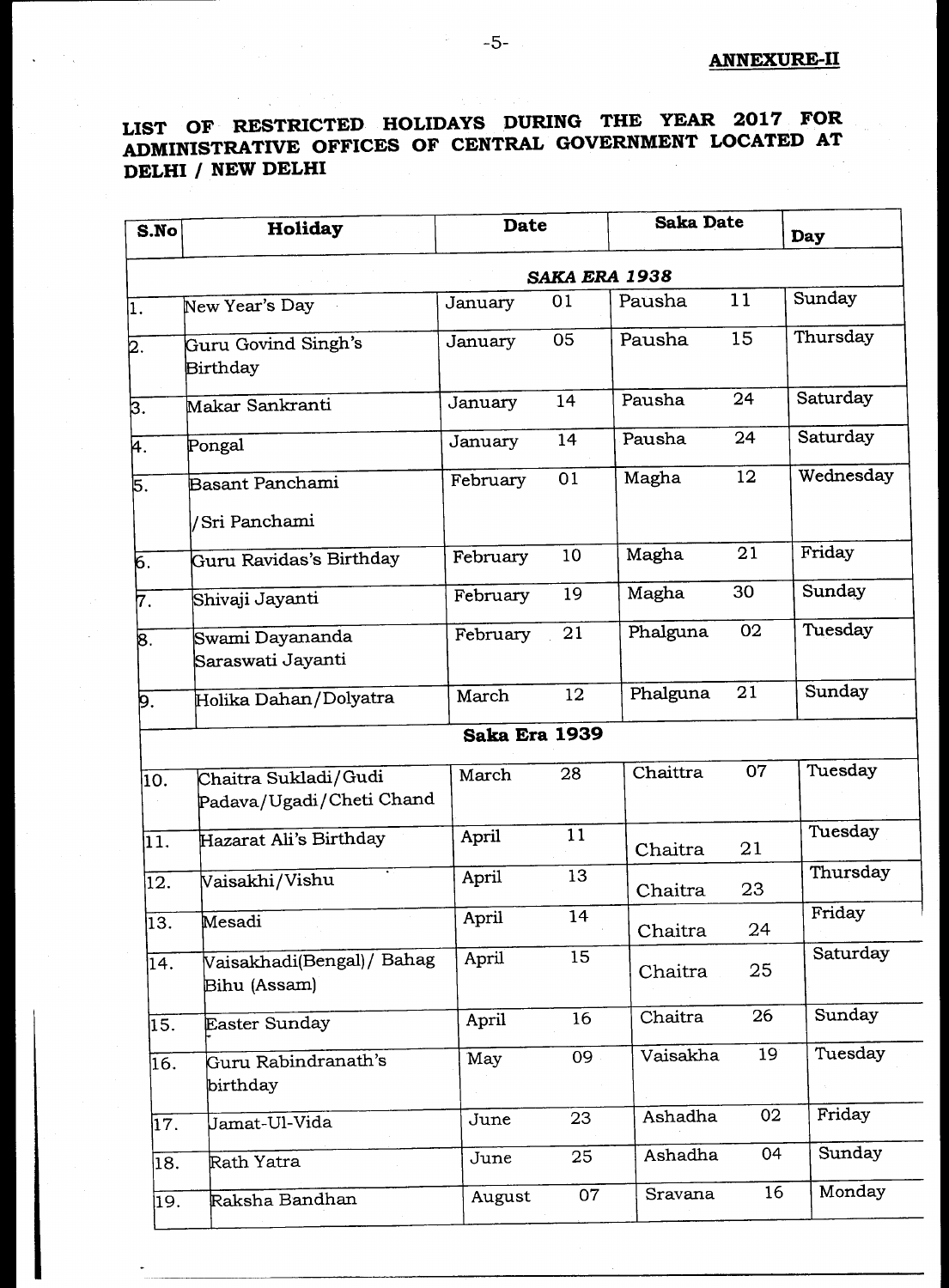**ANNEXURE-II**

## LIST OF RESTRICTED HOLIDAYS DURING THE YEAR 2017 FOR ADMINISTRATIVE OFFICES OF CENTRAL GOVERNMENT LOCATED AT DELHI / NEW DELHI

| S.No | Holiday | Date | Saka Date | Day |
|---|---|---|---|---|
| | | ***SAKA ERA 1938*** | | |
| 1. | New Year's Day | January 01 | Pausha 11 | Sunday |
| 2. | Guru Govind Singh's Birthday | January 05 | Pausha 15 | Thursday |
| 3. | Makar Sankranti | January 14 | Pausha 24 | Saturday |
| 4. | Pongal | January 14 | Pausha 24 | Saturday |
| 5. | Basant Panchami /Sri Panchami | February 01 | Magha 12 | Wednesday |
| 6. | Guru Ravidas's Birthday | February 10 | Magha 21 | Friday |
| 7. | Shivaji Jayanti | February 19 | Magha 30 | Sunday |
| 8. | Swami Dayananda Saraswati Jayanti | February 21 | Phalguna 02 | Tuesday |
| 9. | Holika Dahan/Dolyatra | March 12 | Phalguna 21 | Sunday |
| | | **Saka Era 1939** | | |
| 10. | Chaitra Sukladi/Gudi Padava/Ugadi/Cheti Chand | March 28 | Chaittra 07 | Tuesday |
| 11. | Hazarat Ali's Birthday | April 11 | Chaitra 21 | Tuesday |
| 12. | Vaisakhi/Vishu | April 13 | Chaitra 23 | Thursday |
| 13. | Mesadi | April 14 | Chaitra 24 | Friday |
| 14. | Vaisakhadi(Bengal)/ Bahag Bihu (Assam) | April 15 | Chaitra 25 | Saturday |
| 15. | Easter Sunday | April 16 | Chaitra 26 | Sunday |
| 16. | Guru Rabindranath's birthday | May 09 | Vaisakha 19 | Tuesday |
| 17. | Jamat-Ul-Vida | June 23 | Ashadha 02 | Friday |
| 18. | Rath Yatra | June 25 | Ashadha 04 | Sunday |
| 19. | Raksha Bandhan | August 07 | Sravana 16 | Monday |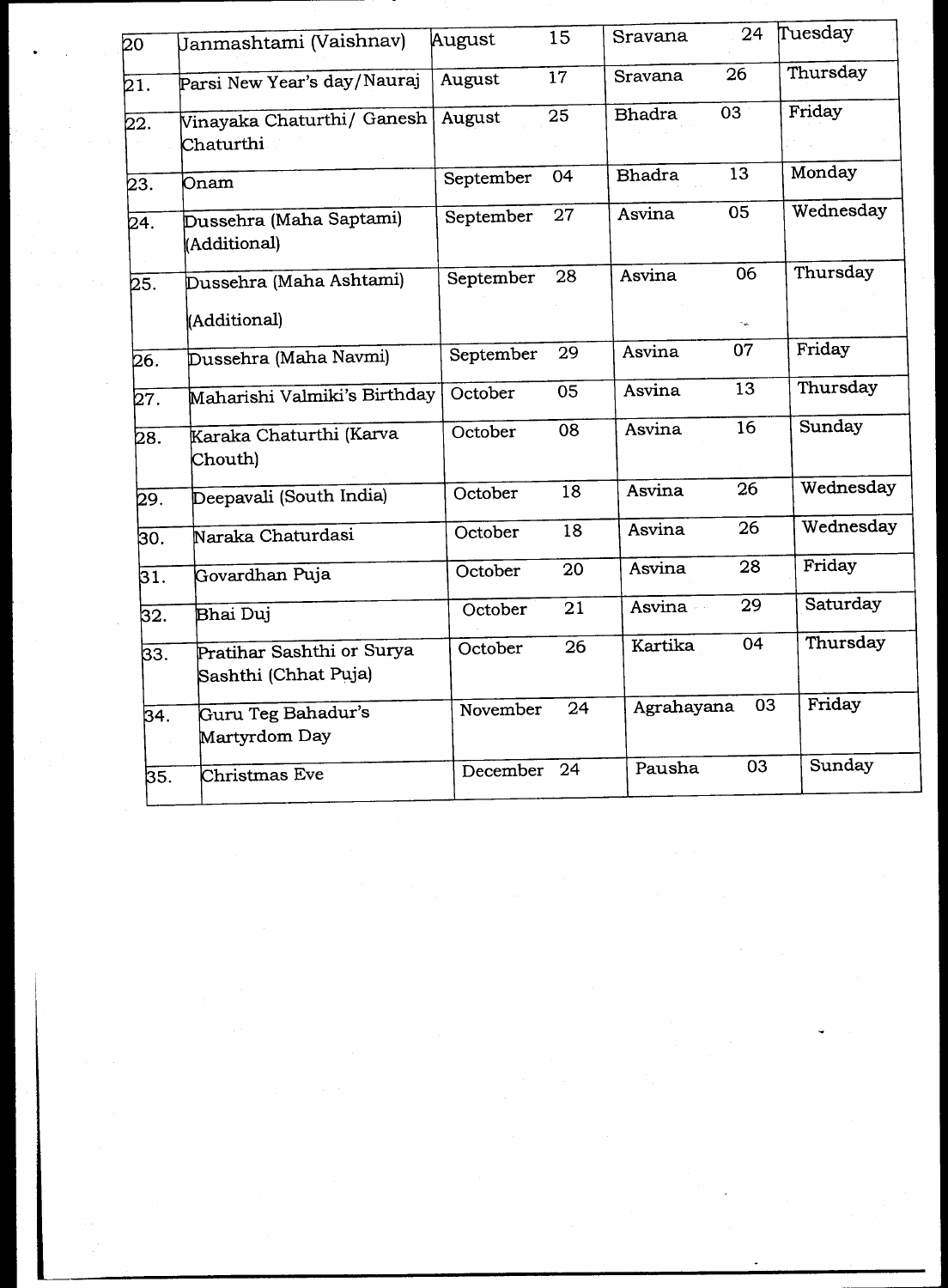| | | | | | | |
|---|---|---|---|---|---|---|
| 20 | Janmashtami (Vaishnav) | August | 15 | Sravana | 24 | Tuesday |
| 21. | Parsi New Year's day/Nauraj | August | 17 | Sravana | 26 | Thursday |
| 22. | Vinayaka Chaturthi/ Ganesh Chaturthi | August | 25 | Bhadra | 03 | Friday |
| 23. | Onam | September | 04 | Bhadra | 13 | Monday |
| 24. | Dussehra (Maha Saptami) (Additional) | September | 27 | Asvina | 05 | Wednesday |
| 25. | Dussehra (Maha Ashtami) (Additional) | September | 28 | Asvina | 06 | Thursday |
| 26. | Dussehra (Maha Navmi) | September | 29 | Asvina | 07 | Friday |
| 27. | Maharishi Valmiki's Birthday | October | 05 | Asvina | 13 | Thursday |
| 28. | Karaka Chaturthi (Karva Chouth) | October | 08 | Asvina | 16 | Sunday |
| 29. | Deepavali (South India) | October | 18 | Asvina | 26 | Wednesday |
| 30. | Naraka Chaturdasi | October | 18 | Asvina | 26 | Wednesday |
| 31. | Govardhan Puja | October | 20 | Asvina | 28 | Friday |
| 32. | Bhai Duj | October | 21 | Asvina | 29 | Saturday |
| 33. | Pratihar Sashthi or Surya Sashthi (Chhat Puja) | October | 26 | Kartika | 04 | Thursday |
| 34. | Guru Teg Bahadur's Martyrdom Day | November | 24 | Agrahayana | 03 | Friday |
| 35. | Christmas Eve | December | 24 | Pausha | 03 | Sunday |